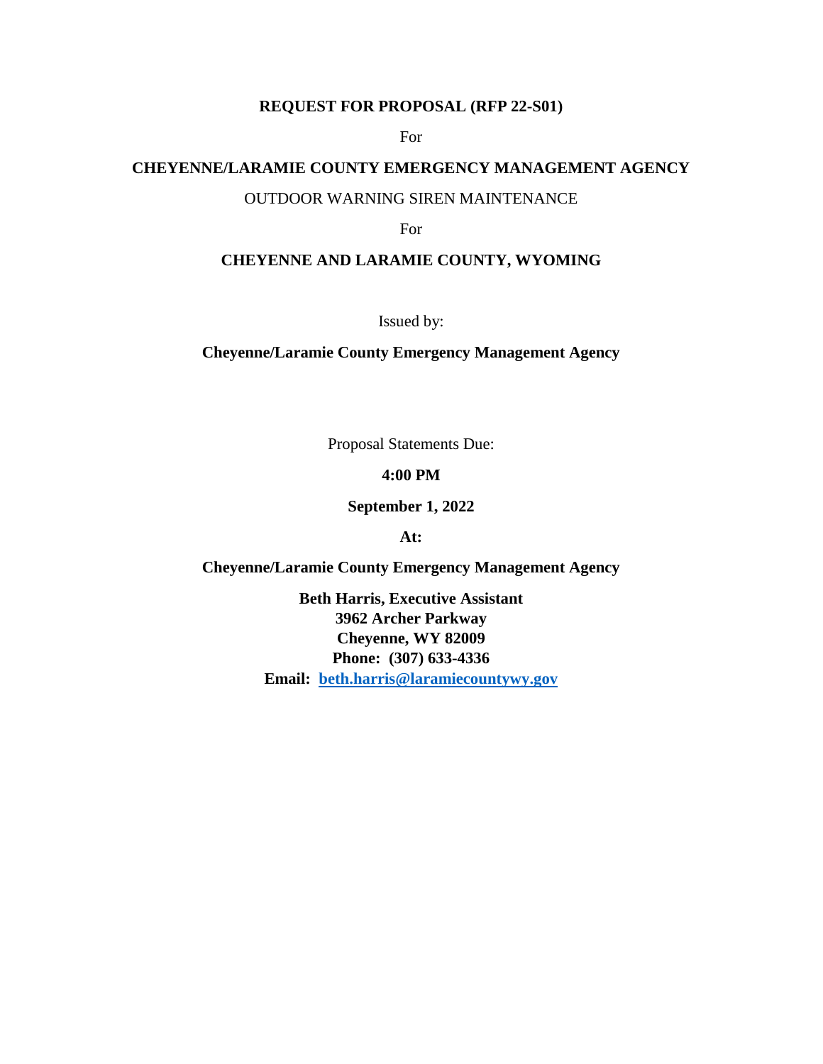**REQUEST FOR PROPOSAL (RFP 22-S01)**

For

**CHEYENNE/LARAMIE COUNTY EMERGENCY MANAGEMENT AGENCY**

OUTDOOR WARNING SIREN MAINTENANCE

For

**CHEYENNE AND LARAMIE COUNTY, WYOMING**

Issued by:

**Cheyenne/Laramie County Emergency Management Agency**

Proposal Statements Due:

**4:00 PM**

**September 1, 2022**

**At:**

**Cheyenne/Laramie County Emergency Management Agency**

**Beth Harris, Executive Assistant**
**3962 Archer Parkway**
**Cheyenne, WY 82009**
**Phone: (307) 633-4336**
**Email: beth.harris@laramiecountywy.gov**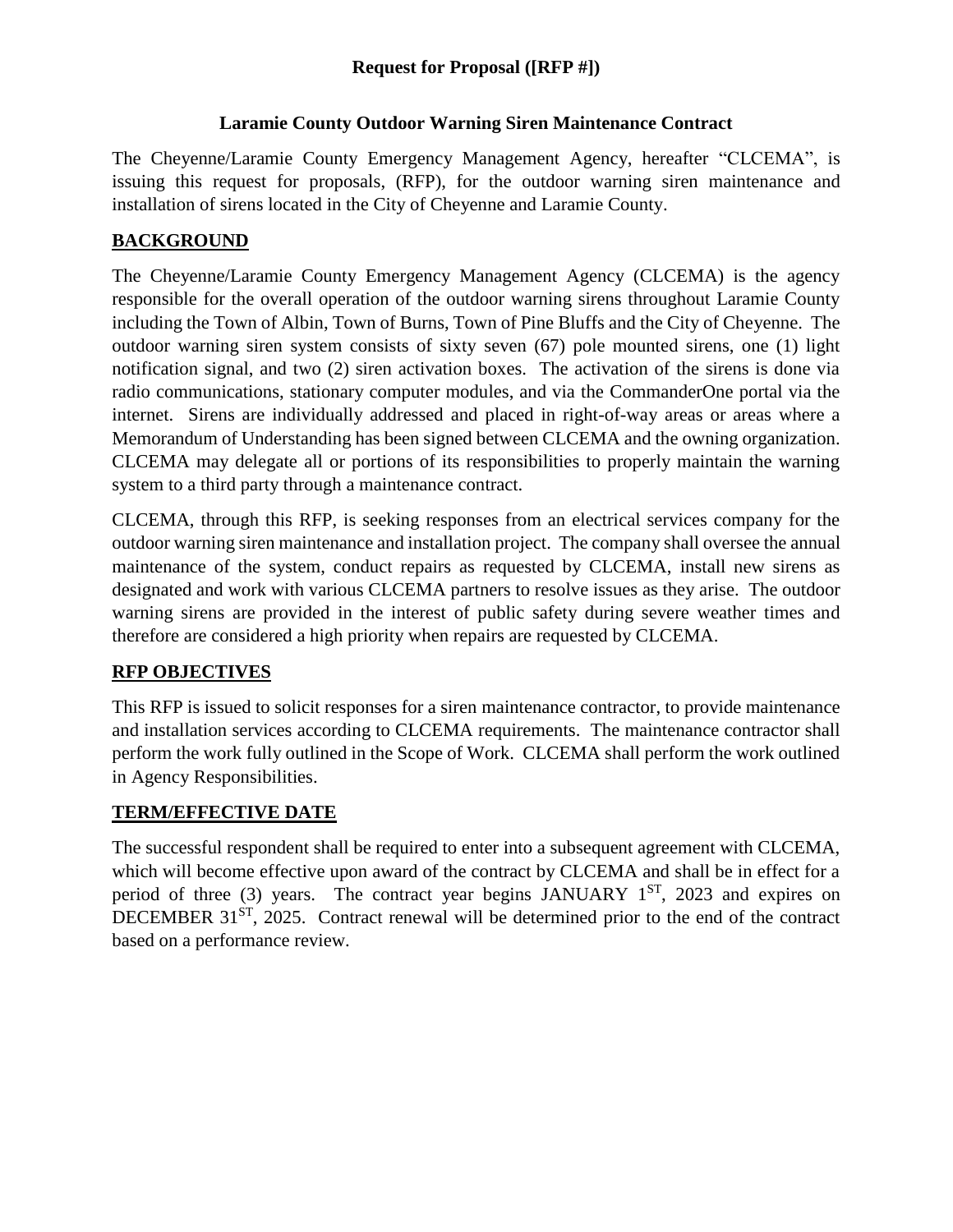**Request for Proposal ([RFP #])**

**Laramie County Outdoor Warning Siren Maintenance Contract**

The Cheyenne/Laramie County Emergency Management Agency, hereafter "CLCEMA", is issuing this request for proposals, (RFP), for the outdoor warning siren maintenance and installation of sirens located in the City of Cheyenne and Laramie County.

## BACKGROUND

The Cheyenne/Laramie County Emergency Management Agency (CLCEMA) is the agency responsible for the overall operation of the outdoor warning sirens throughout Laramie County including the Town of Albin, Town of Burns, Town of Pine Bluffs and the City of Cheyenne. The outdoor warning siren system consists of sixty seven (67) pole mounted sirens, one (1) light notification signal, and two (2) siren activation boxes. The activation of the sirens is done via radio communications, stationary computer modules, and via the CommanderOne portal via the internet. Sirens are individually addressed and placed in right-of-way areas or areas where a Memorandum of Understanding has been signed between CLCEMA and the owning organization. CLCEMA may delegate all or portions of its responsibilities to properly maintain the warning system to a third party through a maintenance contract.

CLCEMA, through this RFP, is seeking responses from an electrical services company for the outdoor warning siren maintenance and installation project. The company shall oversee the annual maintenance of the system, conduct repairs as requested by CLCEMA, install new sirens as designated and work with various CLCEMA partners to resolve issues as they arise. The outdoor warning sirens are provided in the interest of public safety during severe weather times and therefore are considered a high priority when repairs are requested by CLCEMA.

## RFP OBJECTIVES

This RFP is issued to solicit responses for a siren maintenance contractor, to provide maintenance and installation services according to CLCEMA requirements. The maintenance contractor shall perform the work fully outlined in the Scope of Work. CLCEMA shall perform the work outlined in Agency Responsibilities.

## TERM/EFFECTIVE DATE

The successful respondent shall be required to enter into a subsequent agreement with CLCEMA, which will become effective upon award of the contract by CLCEMA and shall be in effect for a period of three (3) years. The contract year begins JANUARY 1ST, 2023 and expires on DECEMBER 31ST, 2025. Contract renewal will be determined prior to the end of the contract based on a performance review.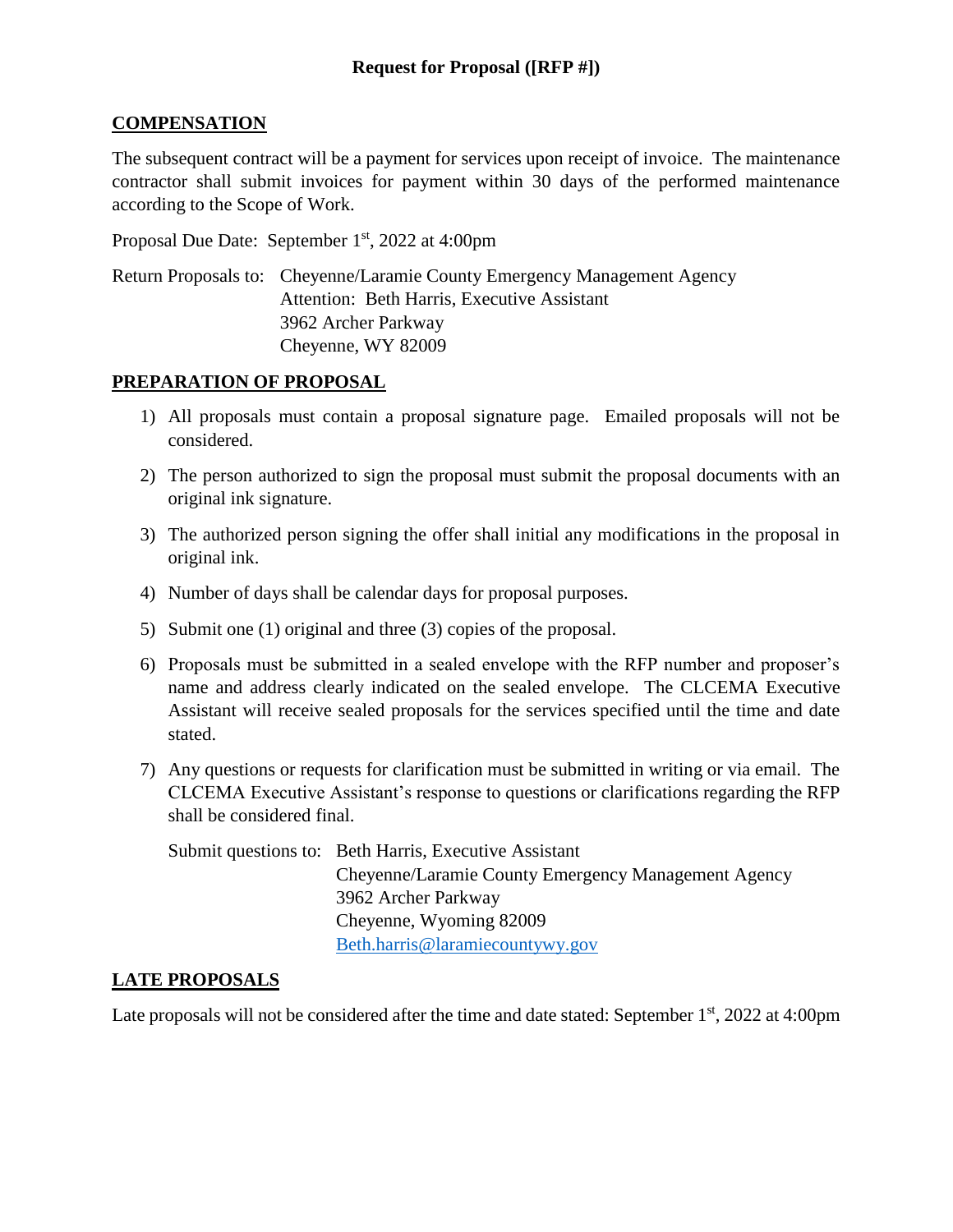## COMPENSATION

The subsequent contract will be a payment for services upon receipt of invoice. The maintenance contractor shall submit invoices for payment within 30 days of the performed maintenance according to the Scope of Work.

Proposal Due Date: September 1st, 2022 at 4:00pm

Return Proposals to: Cheyenne/Laramie County Emergency Management Agency
Attention: Beth Harris, Executive Assistant
3962 Archer Parkway
Cheyenne, WY 82009

## PREPARATION OF PROPOSAL

1) All proposals must contain a proposal signature page. Emailed proposals will not be considered.
2) The person authorized to sign the proposal must submit the proposal documents with an original ink signature.
3) The authorized person signing the offer shall initial any modifications in the proposal in original ink.
4) Number of days shall be calendar days for proposal purposes.
5) Submit one (1) original and three (3) copies of the proposal.
6) Proposals must be submitted in a sealed envelope with the RFP number and proposer's name and address clearly indicated on the sealed envelope. The CLCEMA Executive Assistant will receive sealed proposals for the services specified until the time and date stated.
7) Any questions or requests for clarification must be submitted in writing or via email. The CLCEMA Executive Assistant's response to questions or clarifications regarding the RFP shall be considered final.

   Submit questions to: Beth Harris, Executive Assistant
   Cheyenne/Laramie County Emergency Management Agency
   3962 Archer Parkway
   Cheyenne, Wyoming 82009
   Beth.harris@laramiecountywy.gov

## LATE PROPOSALS

Late proposals will not be considered after the time and date stated: September 1st, 2022 at 4:00pm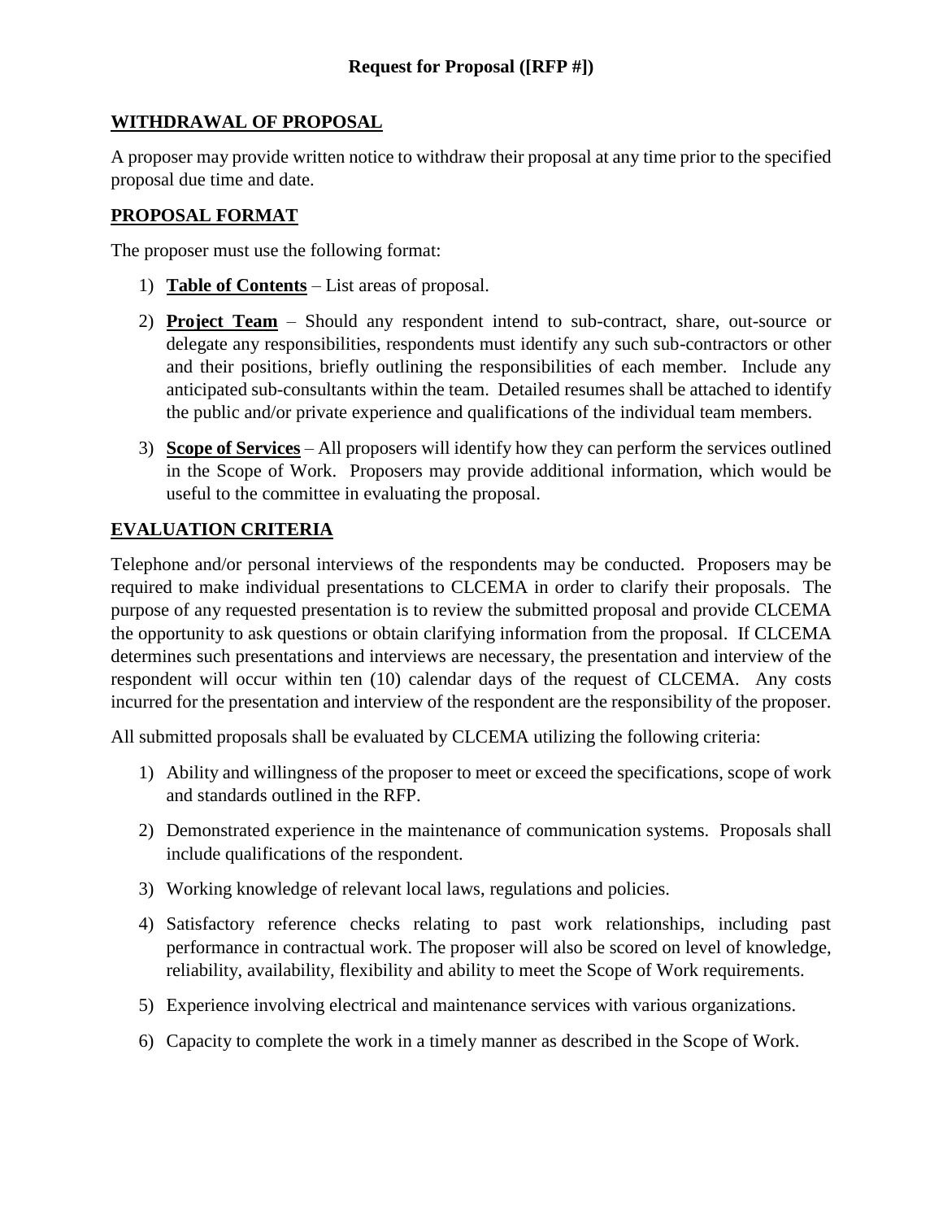**Request for Proposal ([RFP #])**

## WITHDRAWAL OF PROPOSAL

A proposer may provide written notice to withdraw their proposal at any time prior to the specified proposal due time and date.

## PROPOSAL FORMAT

The proposer must use the following format:

1) **Table of Contents** – List areas of proposal.

2) **Project Team** – Should any respondent intend to sub-contract, share, out-source or delegate any responsibilities, respondents must identify any such sub-contractors or other and their positions, briefly outlining the responsibilities of each member. Include any anticipated sub-consultants within the team. Detailed resumes shall be attached to identify the public and/or private experience and qualifications of the individual team members.

3) **Scope of Services** – All proposers will identify how they can perform the services outlined in the Scope of Work. Proposers may provide additional information, which would be useful to the committee in evaluating the proposal.

## EVALUATION CRITERIA

Telephone and/or personal interviews of the respondents may be conducted. Proposers may be required to make individual presentations to CLCEMA in order to clarify their proposals. The purpose of any requested presentation is to review the submitted proposal and provide CLCEMA the opportunity to ask questions or obtain clarifying information from the proposal. If CLCEMA determines such presentations and interviews are necessary, the presentation and interview of the respondent will occur within ten (10) calendar days of the request of CLCEMA. Any costs incurred for the presentation and interview of the respondent are the responsibility of the proposer.

All submitted proposals shall be evaluated by CLCEMA utilizing the following criteria:

1) Ability and willingness of the proposer to meet or exceed the specifications, scope of work and standards outlined in the RFP.

2) Demonstrated experience in the maintenance of communication systems. Proposals shall include qualifications of the respondent.

3) Working knowledge of relevant local laws, regulations and policies.

4) Satisfactory reference checks relating to past work relationships, including past performance in contractual work. The proposer will also be scored on level of knowledge, reliability, availability, flexibility and ability to meet the Scope of Work requirements.

5) Experience involving electrical and maintenance services with various organizations.

6) Capacity to complete the work in a timely manner as described in the Scope of Work.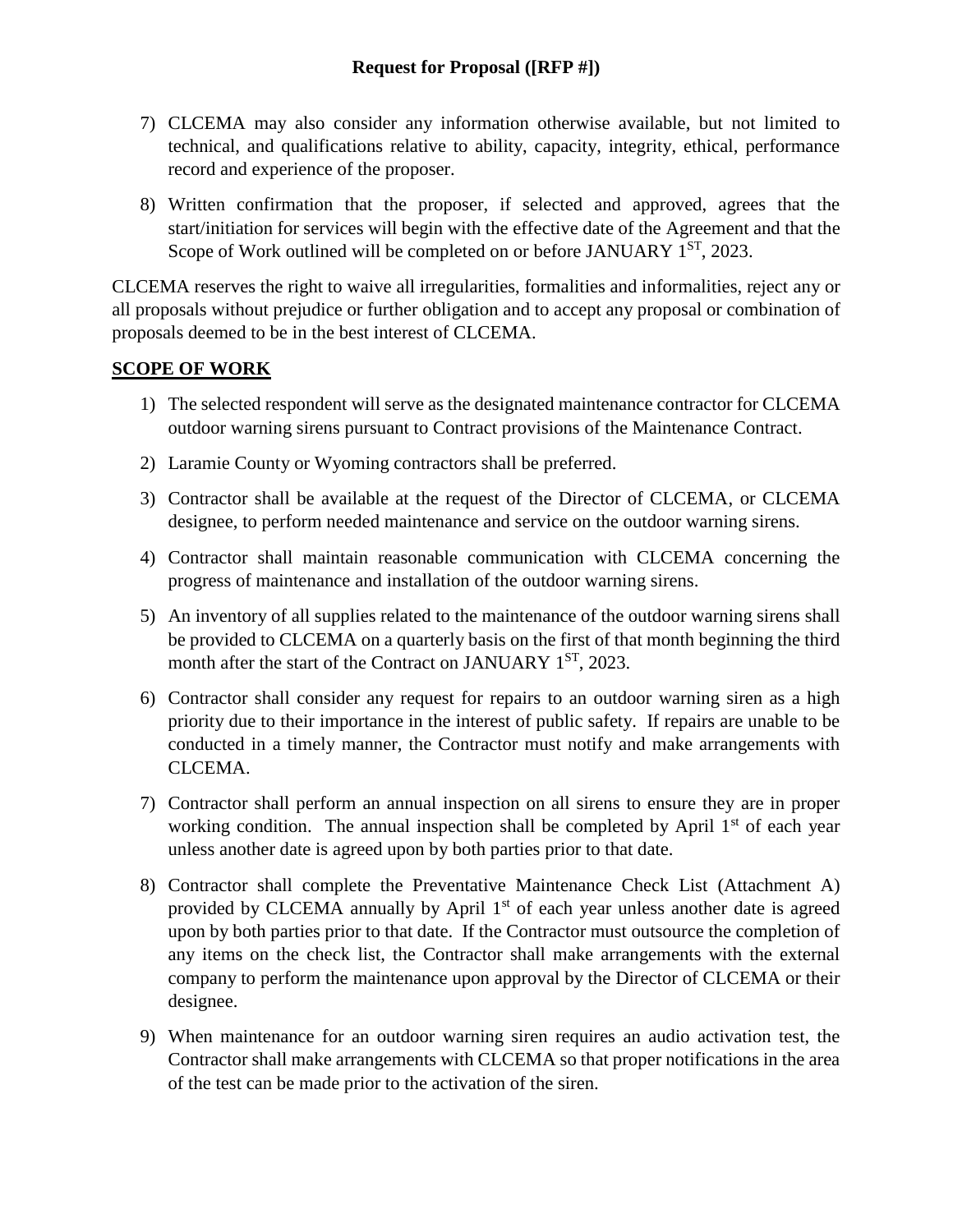7) CLCEMA may also consider any information otherwise available, but not limited to technical, and qualifications relative to ability, capacity, integrity, ethical, performance record and experience of the proposer.

8) Written confirmation that the proposer, if selected and approved, agrees that the start/initiation for services will begin with the effective date of the Agreement and that the Scope of Work outlined will be completed on or before JANUARY 1ST, 2023.

CLCEMA reserves the right to waive all irregularities, formalities and informalities, reject any or all proposals without prejudice or further obligation and to accept any proposal or combination of proposals deemed to be in the best interest of CLCEMA.

## SCOPE OF WORK

1) The selected respondent will serve as the designated maintenance contractor for CLCEMA outdoor warning sirens pursuant to Contract provisions of the Maintenance Contract.

2) Laramie County or Wyoming contractors shall be preferred.

3) Contractor shall be available at the request of the Director of CLCEMA, or CLCEMA designee, to perform needed maintenance and service on the outdoor warning sirens.

4) Contractor shall maintain reasonable communication with CLCEMA concerning the progress of maintenance and installation of the outdoor warning sirens.

5) An inventory of all supplies related to the maintenance of the outdoor warning sirens shall be provided to CLCEMA on a quarterly basis on the first of that month beginning the third month after the start of the Contract on JANUARY 1ST, 2023.

6) Contractor shall consider any request for repairs to an outdoor warning siren as a high priority due to their importance in the interest of public safety. If repairs are unable to be conducted in a timely manner, the Contractor must notify and make arrangements with CLCEMA.

7) Contractor shall perform an annual inspection on all sirens to ensure they are in proper working condition. The annual inspection shall be completed by April 1st of each year unless another date is agreed upon by both parties prior to that date.

8) Contractor shall complete the Preventative Maintenance Check List (Attachment A) provided by CLCEMA annually by April 1st of each year unless another date is agreed upon by both parties prior to that date. If the Contractor must outsource the completion of any items on the check list, the Contractor shall make arrangements with the external company to perform the maintenance upon approval by the Director of CLCEMA or their designee.

9) When maintenance for an outdoor warning siren requires an audio activation test, the Contractor shall make arrangements with CLCEMA so that proper notifications in the area of the test can be made prior to the activation of the siren.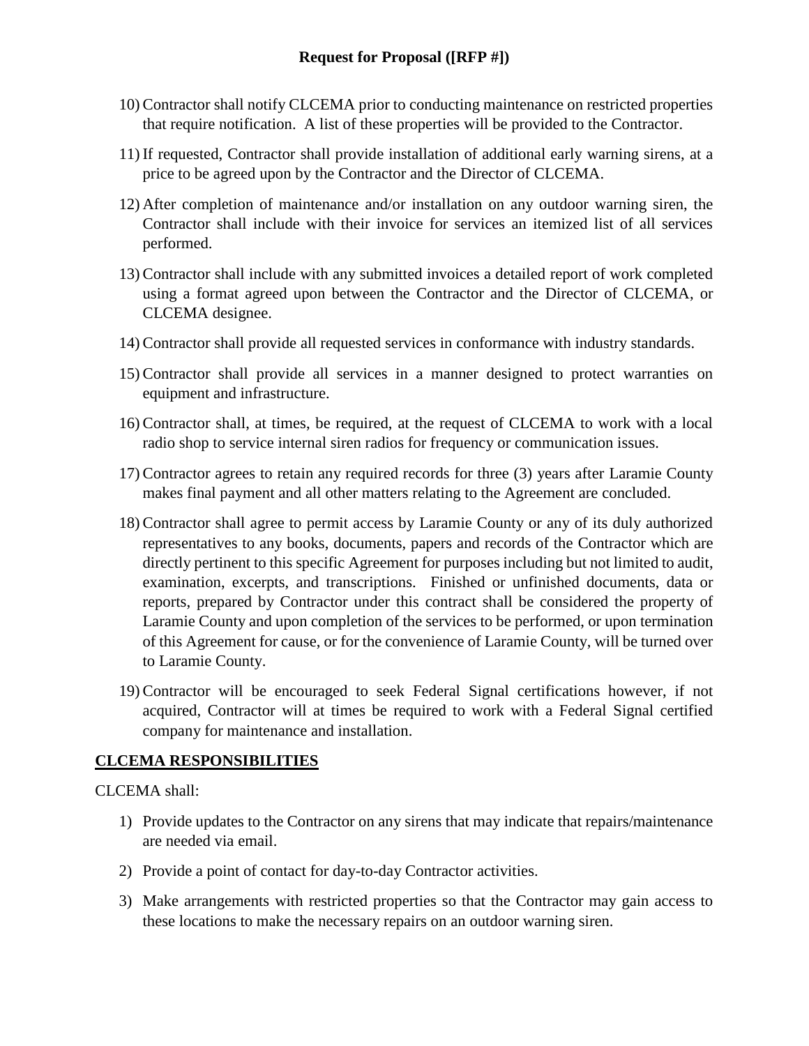10) Contractor shall notify CLCEMA prior to conducting maintenance on restricted properties that require notification. A list of these properties will be provided to the Contractor.

11) If requested, Contractor shall provide installation of additional early warning sirens, at a price to be agreed upon by the Contractor and the Director of CLCEMA.

12) After completion of maintenance and/or installation on any outdoor warning siren, the Contractor shall include with their invoice for services an itemized list of all services performed.

13) Contractor shall include with any submitted invoices a detailed report of work completed using a format agreed upon between the Contractor and the Director of CLCEMA, or CLCEMA designee.

14) Contractor shall provide all requested services in conformance with industry standards.

15) Contractor shall provide all services in a manner designed to protect warranties on equipment and infrastructure.

16) Contractor shall, at times, be required, at the request of CLCEMA to work with a local radio shop to service internal siren radios for frequency or communication issues.

17) Contractor agrees to retain any required records for three (3) years after Laramie County makes final payment and all other matters relating to the Agreement are concluded.

18) Contractor shall agree to permit access by Laramie County or any of its duly authorized representatives to any books, documents, papers and records of the Contractor which are directly pertinent to this specific Agreement for purposes including but not limited to audit, examination, excerpts, and transcriptions. Finished or unfinished documents, data or reports, prepared by Contractor under this contract shall be considered the property of Laramie County and upon completion of the services to be performed, or upon termination of this Agreement for cause, or for the convenience of Laramie County, will be turned over to Laramie County.

19) Contractor will be encouraged to seek Federal Signal certifications however, if not acquired, Contractor will at times be required to work with a Federal Signal certified company for maintenance and installation.

## CLCEMA RESPONSIBILITIES

CLCEMA shall:

1) Provide updates to the Contractor on any sirens that may indicate that repairs/maintenance are needed via email.

2) Provide a point of contact for day-to-day Contractor activities.

3) Make arrangements with restricted properties so that the Contractor may gain access to these locations to make the necessary repairs on an outdoor warning siren.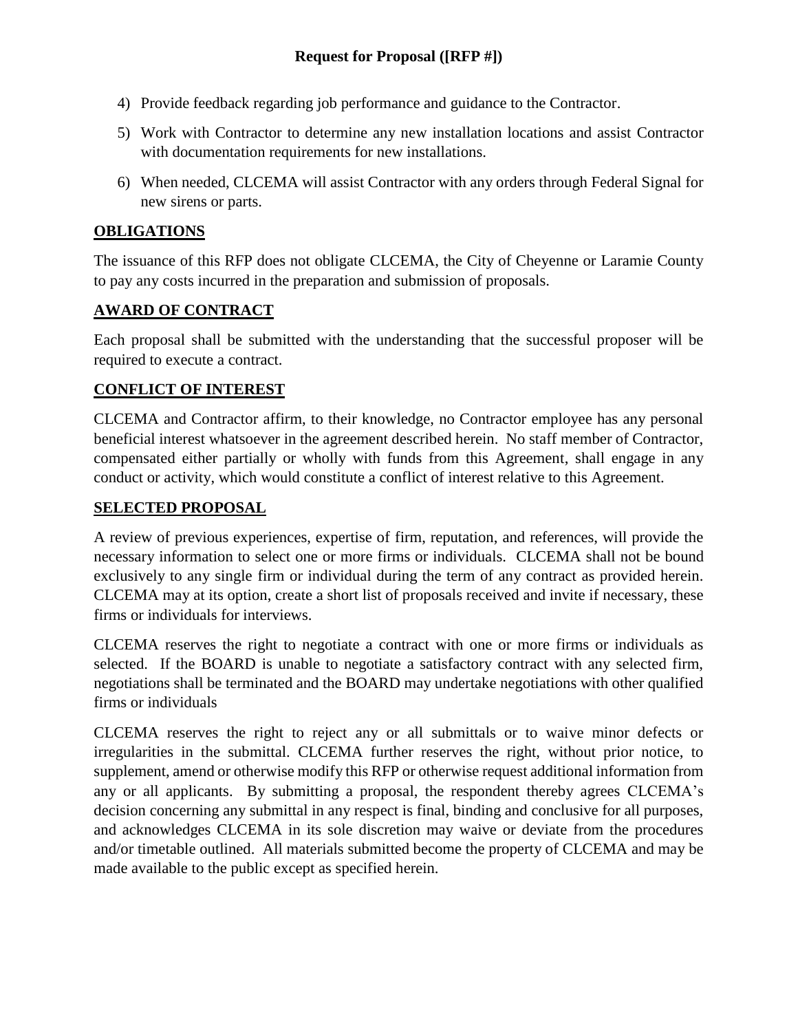4) Provide feedback regarding job performance and guidance to the Contractor.
5) Work with Contractor to determine any new installation locations and assist Contractor with documentation requirements for new installations.
6) When needed, CLCEMA will assist Contractor with any orders through Federal Signal for new sirens or parts.

## OBLIGATIONS

The issuance of this RFP does not obligate CLCEMA, the City of Cheyenne or Laramie County to pay any costs incurred in the preparation and submission of proposals.

## AWARD OF CONTRACT

Each proposal shall be submitted with the understanding that the successful proposer will be required to execute a contract.

## CONFLICT OF INTEREST

CLCEMA and Contractor affirm, to their knowledge, no Contractor employee has any personal beneficial interest whatsoever in the agreement described herein. No staff member of Contractor, compensated either partially or wholly with funds from this Agreement, shall engage in any conduct or activity, which would constitute a conflict of interest relative to this Agreement.

## SELECTED PROPOSAL

A review of previous experiences, expertise of firm, reputation, and references, will provide the necessary information to select one or more firms or individuals. CLCEMA shall not be bound exclusively to any single firm or individual during the term of any contract as provided herein. CLCEMA may at its option, create a short list of proposals received and invite if necessary, these firms or individuals for interviews.

CLCEMA reserves the right to negotiate a contract with one or more firms or individuals as selected. If the BOARD is unable to negotiate a satisfactory contract with any selected firm, negotiations shall be terminated and the BOARD may undertake negotiations with other qualified firms or individuals

CLCEMA reserves the right to reject any or all submittals or to waive minor defects or irregularities in the submittal. CLCEMA further reserves the right, without prior notice, to supplement, amend or otherwise modify this RFP or otherwise request additional information from any or all applicants. By submitting a proposal, the respondent thereby agrees CLCEMA's decision concerning any submittal in any respect is final, binding and conclusive for all purposes, and acknowledges CLCEMA in its sole discretion may waive or deviate from the procedures and/or timetable outlined. All materials submitted become the property of CLCEMA and may be made available to the public except as specified herein.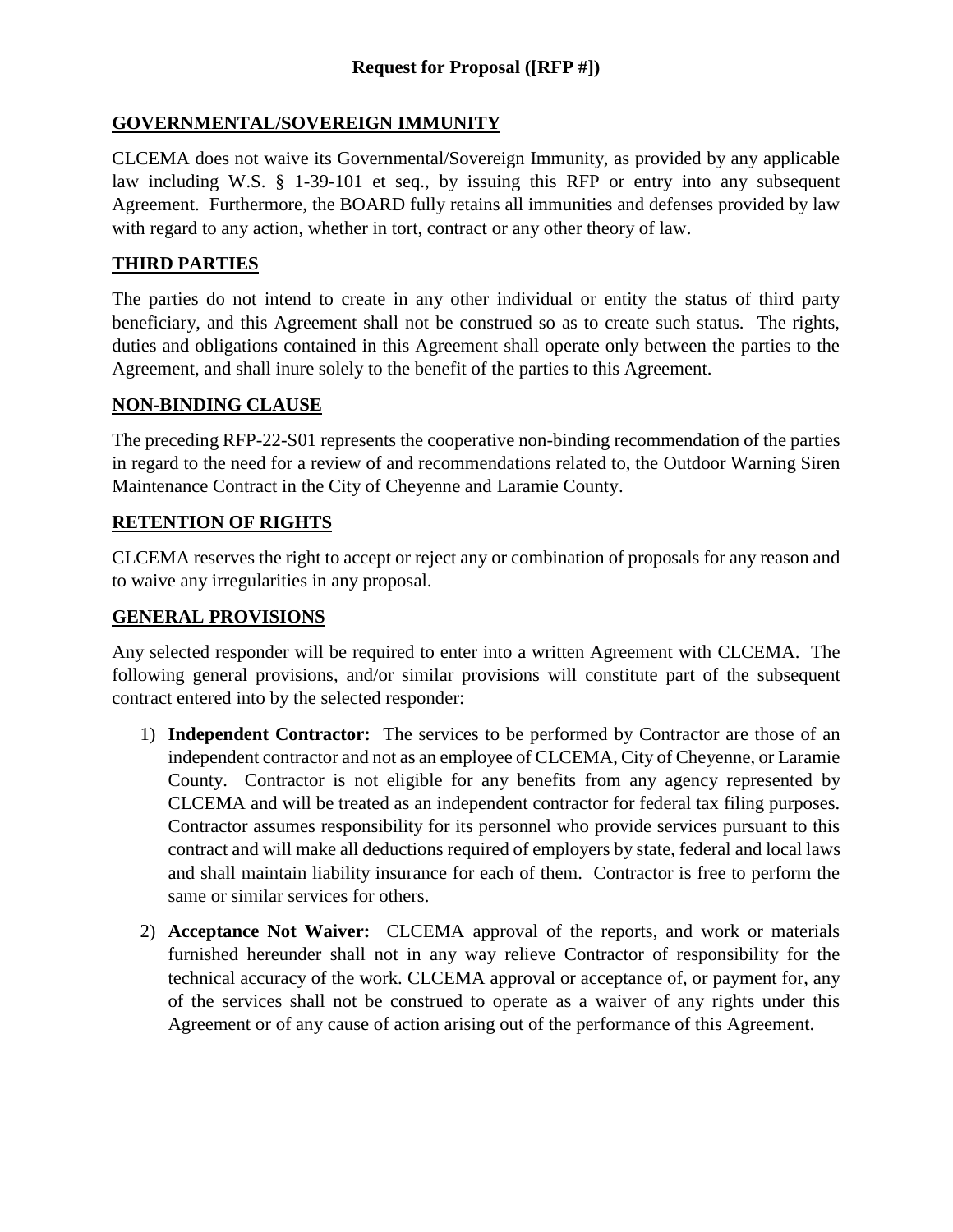## GOVERNMENTAL/SOVEREIGN IMMUNITY

CLCEMA does not waive its Governmental/Sovereign Immunity, as provided by any applicable law including W.S. § 1-39-101 et seq., by issuing this RFP or entry into any subsequent Agreement. Furthermore, the BOARD fully retains all immunities and defenses provided by law with regard to any action, whether in tort, contract or any other theory of law.

## THIRD PARTIES

The parties do not intend to create in any other individual or entity the status of third party beneficiary, and this Agreement shall not be construed so as to create such status. The rights, duties and obligations contained in this Agreement shall operate only between the parties to the Agreement, and shall inure solely to the benefit of the parties to this Agreement.

## NON-BINDING CLAUSE

The preceding RFP-22-S01 represents the cooperative non-binding recommendation of the parties in regard to the need for a review of and recommendations related to, the Outdoor Warning Siren Maintenance Contract in the City of Cheyenne and Laramie County.

## RETENTION OF RIGHTS

CLCEMA reserves the right to accept or reject any or combination of proposals for any reason and to waive any irregularities in any proposal.

## GENERAL PROVISIONS

Any selected responder will be required to enter into a written Agreement with CLCEMA. The following general provisions, and/or similar provisions will constitute part of the subsequent contract entered into by the selected responder:

1) **Independent Contractor:** The services to be performed by Contractor are those of an independent contractor and not as an employee of CLCEMA, City of Cheyenne, or Laramie County. Contractor is not eligible for any benefits from any agency represented by CLCEMA and will be treated as an independent contractor for federal tax filing purposes. Contractor assumes responsibility for its personnel who provide services pursuant to this contract and will make all deductions required of employers by state, federal and local laws and shall maintain liability insurance for each of them. Contractor is free to perform the same or similar services for others.

2) **Acceptance Not Waiver:** CLCEMA approval of the reports, and work or materials furnished hereunder shall not in any way relieve Contractor of responsibility for the technical accuracy of the work. CLCEMA approval or acceptance of, or payment for, any of the services shall not be construed to operate as a waiver of any rights under this Agreement or of any cause of action arising out of the performance of this Agreement.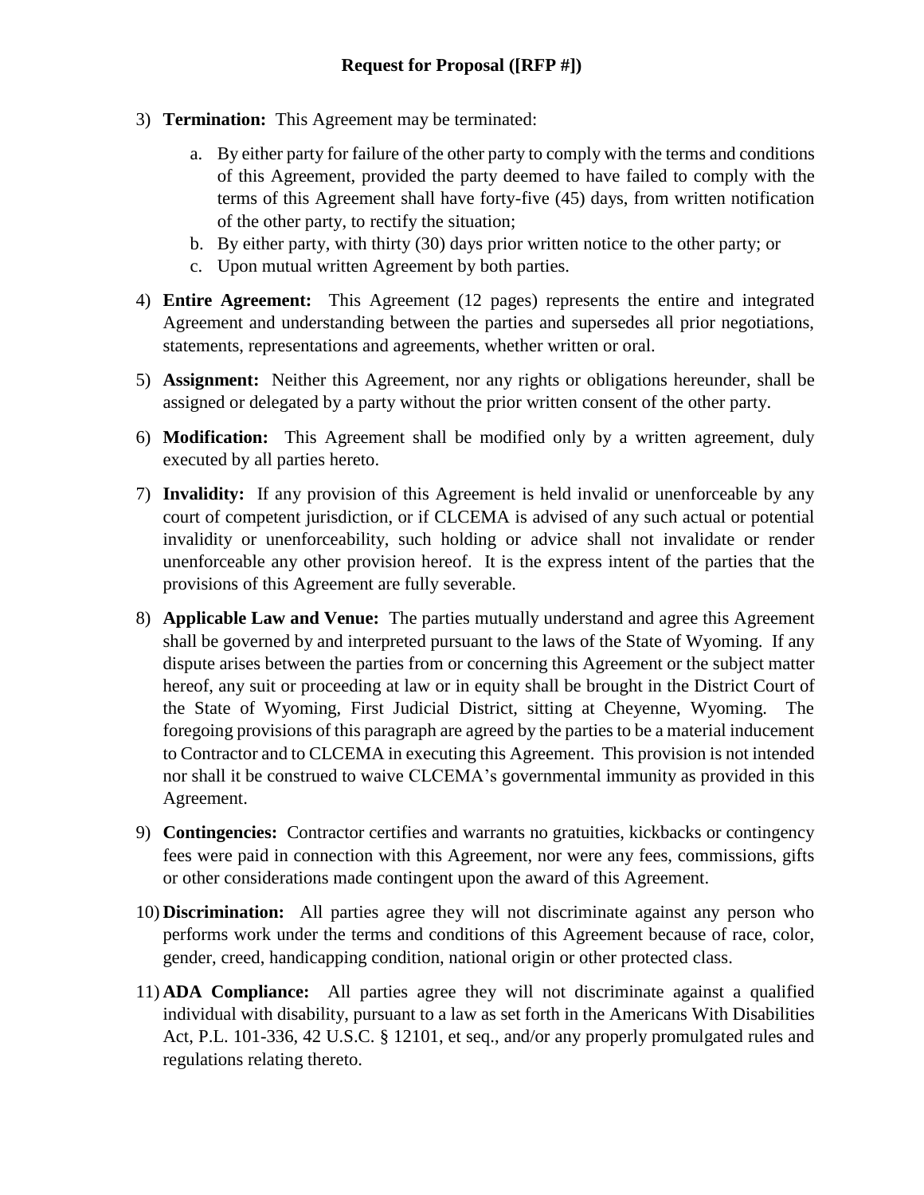3) **Termination:** This Agreement may be terminated:

   a. By either party for failure of the other party to comply with the terms and conditions of this Agreement, provided the party deemed to have failed to comply with the terms of this Agreement shall have forty-five (45) days, from written notification of the other party, to rectify the situation;
   b. By either party, with thirty (30) days prior written notice to the other party; or
   c. Upon mutual written Agreement by both parties.

4) **Entire Agreement:** This Agreement (12 pages) represents the entire and integrated Agreement and understanding between the parties and supersedes all prior negotiations, statements, representations and agreements, whether written or oral.

5) **Assignment:** Neither this Agreement, nor any rights or obligations hereunder, shall be assigned or delegated by a party without the prior written consent of the other party.

6) **Modification:** This Agreement shall be modified only by a written agreement, duly executed by all parties hereto.

7) **Invalidity:** If any provision of this Agreement is held invalid or unenforceable by any court of competent jurisdiction, or if CLCEMA is advised of any such actual or potential invalidity or unenforceability, such holding or advice shall not invalidate or render unenforceable any other provision hereof. It is the express intent of the parties that the provisions of this Agreement are fully severable.

8) **Applicable Law and Venue:** The parties mutually understand and agree this Agreement shall be governed by and interpreted pursuant to the laws of the State of Wyoming. If any dispute arises between the parties from or concerning this Agreement or the subject matter hereof, any suit or proceeding at law or in equity shall be brought in the District Court of the State of Wyoming, First Judicial District, sitting at Cheyenne, Wyoming. The foregoing provisions of this paragraph are agreed by the parties to be a material inducement to Contractor and to CLCEMA in executing this Agreement. This provision is not intended nor shall it be construed to waive CLCEMA's governmental immunity as provided in this Agreement.

9) **Contingencies:** Contractor certifies and warrants no gratuities, kickbacks or contingency fees were paid in connection with this Agreement, nor were any fees, commissions, gifts or other considerations made contingent upon the award of this Agreement.

10) **Discrimination:** All parties agree they will not discriminate against any person who performs work under the terms and conditions of this Agreement because of race, color, gender, creed, handicapping condition, national origin or other protected class.

11) **ADA Compliance:** All parties agree they will not discriminate against a qualified individual with disability, pursuant to a law as set forth in the Americans With Disabilities Act, P.L. 101-336, 42 U.S.C. § 12101, et seq., and/or any properly promulgated rules and regulations relating thereto.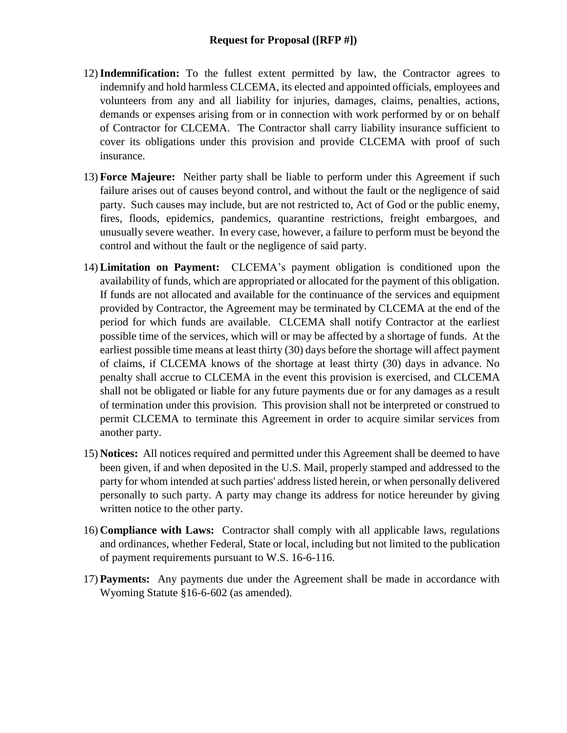12) **Indemnification:** To the fullest extent permitted by law, the Contractor agrees to indemnify and hold harmless CLCEMA, its elected and appointed officials, employees and volunteers from any and all liability for injuries, damages, claims, penalties, actions, demands or expenses arising from or in connection with work performed by or on behalf of Contractor for CLCEMA. The Contractor shall carry liability insurance sufficient to cover its obligations under this provision and provide CLCEMA with proof of such insurance.

13) **Force Majeure:** Neither party shall be liable to perform under this Agreement if such failure arises out of causes beyond control, and without the fault or the negligence of said party. Such causes may include, but are not restricted to, Act of God or the public enemy, fires, floods, epidemics, pandemics, quarantine restrictions, freight embargoes, and unusually severe weather. In every case, however, a failure to perform must be beyond the control and without the fault or the negligence of said party.

14) **Limitation on Payment:** CLCEMA's payment obligation is conditioned upon the availability of funds, which are appropriated or allocated for the payment of this obligation. If funds are not allocated and available for the continuance of the services and equipment provided by Contractor, the Agreement may be terminated by CLCEMA at the end of the period for which funds are available. CLCEMA shall notify Contractor at the earliest possible time of the services, which will or may be affected by a shortage of funds. At the earliest possible time means at least thirty (30) days before the shortage will affect payment of claims, if CLCEMA knows of the shortage at least thirty (30) days in advance. No penalty shall accrue to CLCEMA in the event this provision is exercised, and CLCEMA shall not be obligated or liable for any future payments due or for any damages as a result of termination under this provision. This provision shall not be interpreted or construed to permit CLCEMA to terminate this Agreement in order to acquire similar services from another party.

15) **Notices:** All notices required and permitted under this Agreement shall be deemed to have been given, if and when deposited in the U.S. Mail, properly stamped and addressed to the party for whom intended at such parties' address listed herein, or when personally delivered personally to such party. A party may change its address for notice hereunder by giving written notice to the other party.

16) **Compliance with Laws:** Contractor shall comply with all applicable laws, regulations and ordinances, whether Federal, State or local, including but not limited to the publication of payment requirements pursuant to W.S. 16-6-116.

17) **Payments:** Any payments due under the Agreement shall be made in accordance with Wyoming Statute §16-6-602 (as amended).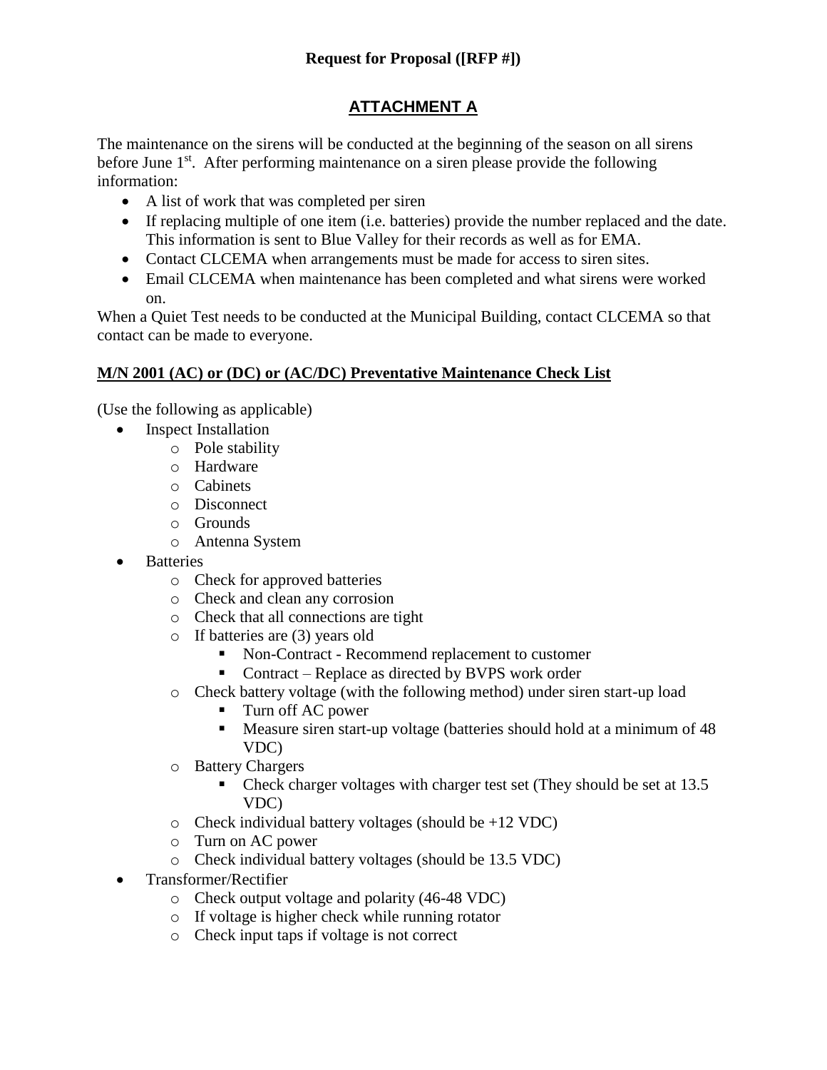**Request for Proposal ([RFP #])**

## ATTACHMENT A

The maintenance on the sirens will be conducted at the beginning of the season on all sirens before June 1st. After performing maintenance on a siren please provide the following information:

- A list of work that was completed per siren
- If replacing multiple of one item (i.e. batteries) provide the number replaced and the date. This information is sent to Blue Valley for their records as well as for EMA.
- Contact CLCEMA when arrangements must be made for access to siren sites.
- Email CLCEMA when maintenance has been completed and what sirens were worked on.

When a Quiet Test needs to be conducted at the Municipal Building, contact CLCEMA so that contact can be made to everyone.

**M/N 2001 (AC) or (DC) or (AC/DC) Preventative Maintenance Check List**

(Use the following as applicable)

- Inspect Installation
  - Pole stability
  - Hardware
  - Cabinets
  - Disconnect
  - Grounds
  - Antenna System
- Batteries
  - Check for approved batteries
  - Check and clean any corrosion
  - Check that all connections are tight
  - If batteries are (3) years old
    - Non-Contract - Recommend replacement to customer
    - Contract – Replace as directed by BVPS work order
  - Check battery voltage (with the following method) under siren start-up load
    - Turn off AC power
    - Measure siren start-up voltage (batteries should hold at a minimum of 48 VDC)
  - Battery Chargers
    - Check charger voltages with charger test set (They should be set at 13.5 VDC)
  - Check individual battery voltages (should be +12 VDC)
  - Turn on AC power
  - Check individual battery voltages (should be 13.5 VDC)
- Transformer/Rectifier
  - Check output voltage and polarity (46-48 VDC)
  - If voltage is higher check while running rotator
  - Check input taps if voltage is not correct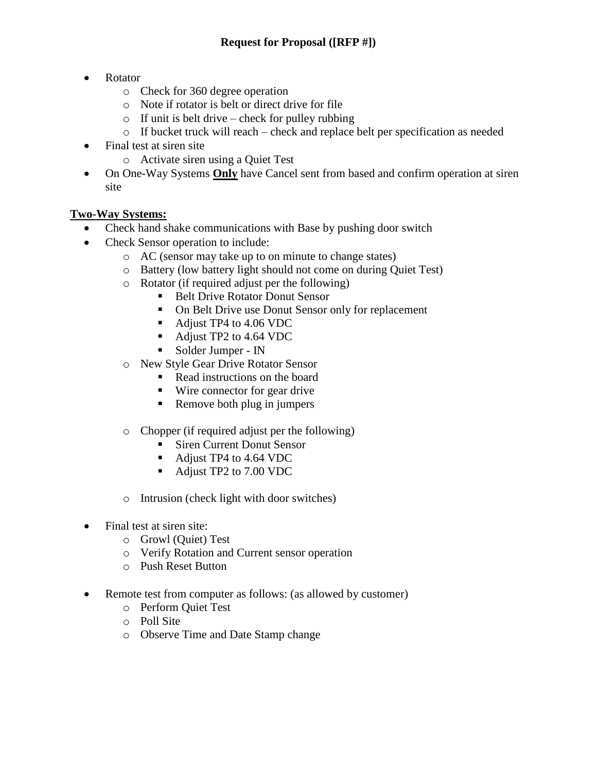- Rotator
  - Check for 360 degree operation
  - Note if rotator is belt or direct drive for file
  - If unit is belt drive – check for pulley rubbing
  - If bucket truck will reach – check and replace belt per specification as needed
- Final test at siren site
  - Activate siren using a Quiet Test
- On One-Way Systems **Only** have Cancel sent from based and confirm operation at siren site

**Two-Way Systems:**

- Check hand shake communications with Base by pushing door switch
- Check Sensor operation to include:
  - AC (sensor may take up to on minute to change states)
  - Battery (low battery light should not come on during Quiet Test)
  - Rotator (if required adjust per the following)
    - Belt Drive Rotator Donut Sensor
    - On Belt Drive use Donut Sensor only for replacement
    - Adjust TP4 to 4.06 VDC
    - Adjust TP2 to 4.64 VDC
    - Solder Jumper - IN
  - New Style Gear Drive Rotator Sensor
    - Read instructions on the board
    - Wire connector for gear drive
    - Remove both plug in jumpers
  - Chopper (if required adjust per the following)
    - Siren Current Donut Sensor
    - Adjust TP4 to 4.64 VDC
    - Adjust TP2 to 7.00 VDC
  - Intrusion (check light with door switches)
- Final test at siren site:
  - Growl (Quiet) Test
  - Verify Rotation and Current sensor operation
  - Push Reset Button
- Remote test from computer as follows: (as allowed by customer)
  - Perform Quiet Test
  - Poll Site
  - Observe Time and Date Stamp change